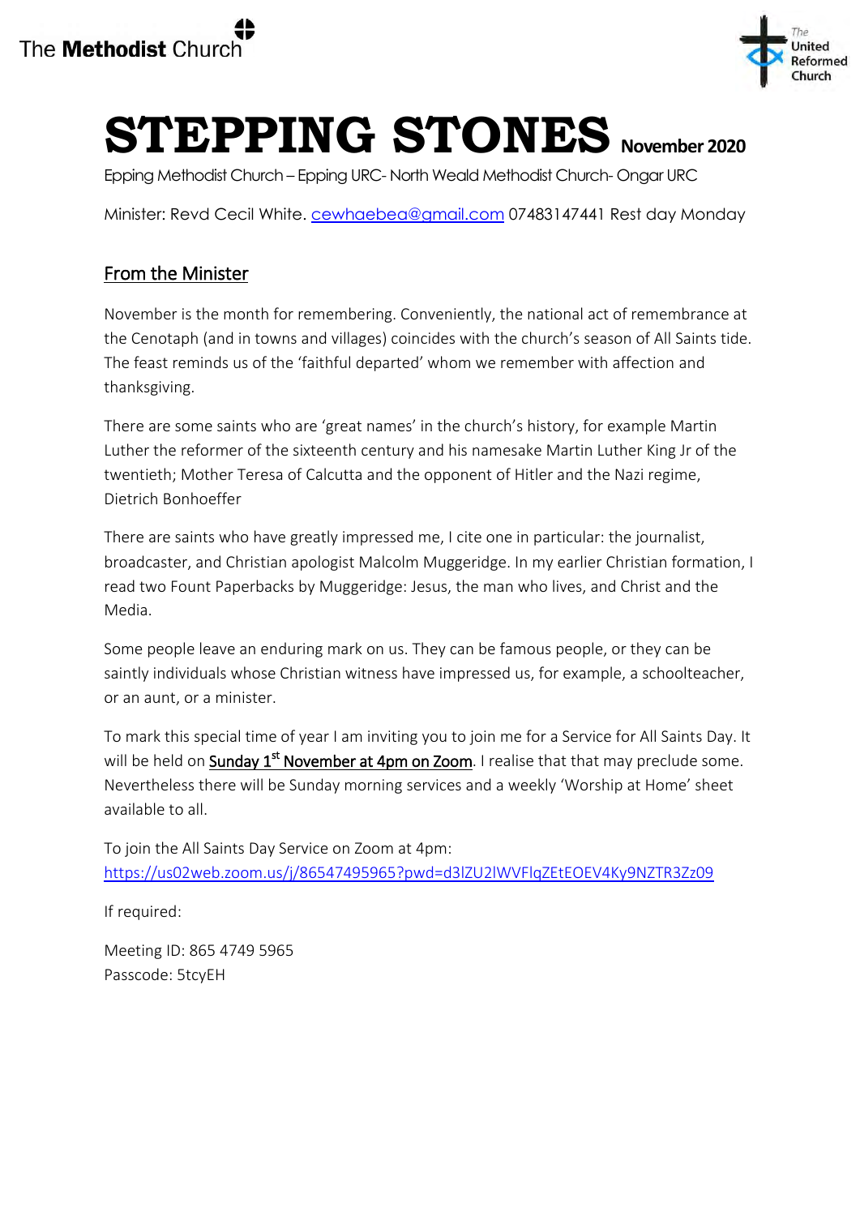The **Methodist** Church

The United Reformed Church

# STEPPING STONES November 2020

Epping Methodist Church – Epping URC- North Weald Methodist Church- Ongar URC

Minister: Revd Cecil White. cewhaebea@gmail.com 07483147441 Rest day Monday

## From the Minister

November is the month for remembering. Conveniently, the national act of remembrance at the Cenotaph (and in towns and villages) coincides with the church's season of All Saints tide. The feast reminds us of the 'faithful departed' whom we remember with affection and thanksgiving.

There are some saints who are 'great names' in the church's history, for example Martin Luther the reformer of the sixteenth century and his namesake Martin Luther King Jr of the twentieth; Mother Teresa of Calcutta and the opponent of Hitler and the Nazi regime, Dietrich Bonhoeffer

There are saints who have greatly impressed me, I cite one in particular: the journalist, broadcaster, and Christian apologist Malcolm Muggeridge. In my earlier Christian formation, I read two Fount Paperbacks by Muggeridge: Jesus, the man who lives, and Christ and the Media.

Some people leave an enduring mark on us. They can be famous people, or they can be saintly individuals whose Christian witness have impressed us, for example, a schoolteacher, or an aunt, or a minister.

To mark this special time of year I am inviting you to join me for a Service for All Saints Day. It will be held on **Sunday 1st November at 4pm on Zoom**. I realise that that may preclude some. Nevertheless there will be Sunday morning services and a weekly 'Worship at Home' sheet available to all.

To join the All Saints Day Service on Zoom at 4pm:
https://us02web.zoom.us/j/86547495965?pwd=d3lZU2lWVFlqZEtEOEV4Ky9NZTR3Zz09

If required:

Meeting ID: 865 4749 5965
Passcode: 5tcyEH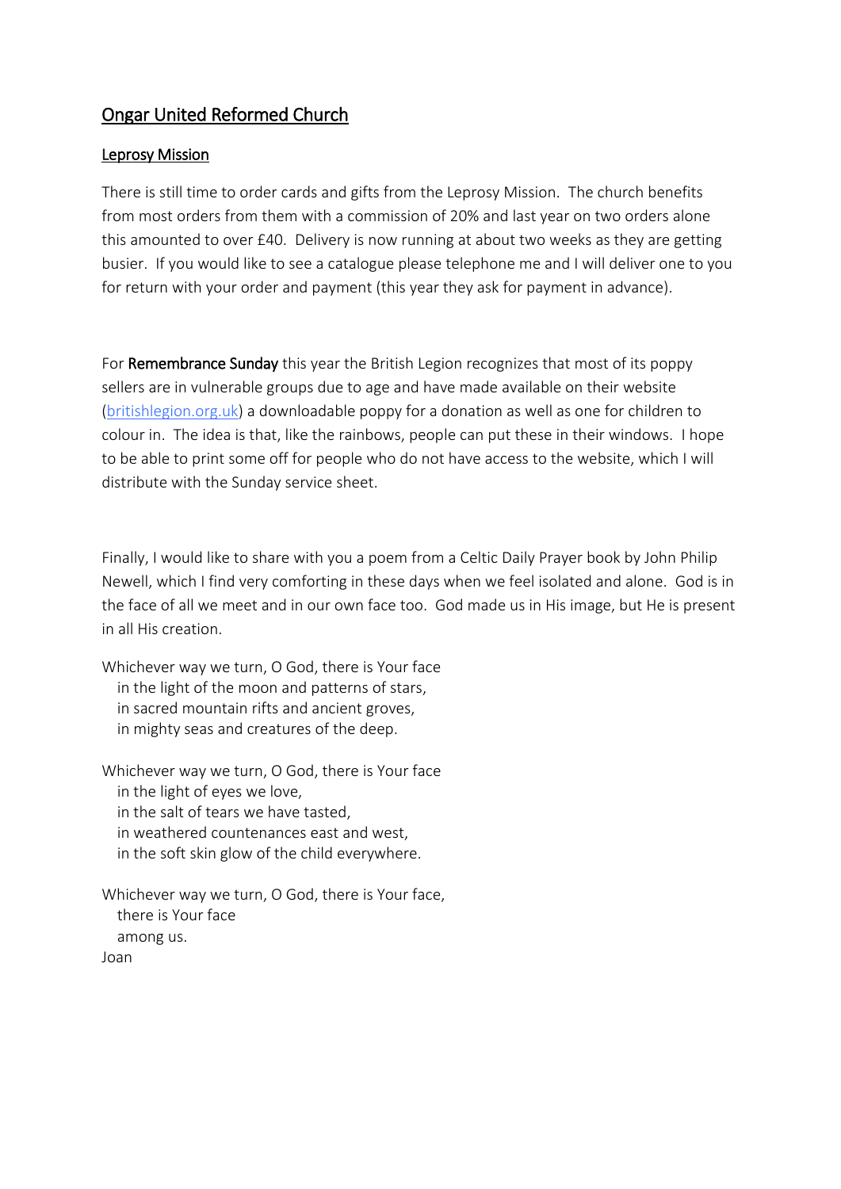## Ongar United Reformed Church

### Leprosy Mission

There is still time to order cards and gifts from the Leprosy Mission. The church benefits from most orders from them with a commission of 20% and last year on two orders alone this amounted to over £40. Delivery is now running at about two weeks as they are getting busier. If you would like to see a catalogue please telephone me and I will deliver one to you for return with your order and payment (this year they ask for payment in advance).

For **Remembrance Sunday** this year the British Legion recognizes that most of its poppy sellers are in vulnerable groups due to age and have made available on their website ([britishlegion.org.uk](britishlegion.org.uk)) a downloadable poppy for a donation as well as one for children to colour in. The idea is that, like the rainbows, people can put these in their windows. I hope to be able to print some off for people who do not have access to the website, which I will distribute with the Sunday service sheet.

Finally, I would like to share with you a poem from a Celtic Daily Prayer book by John Philip Newell, which I find very comforting in these days when we feel isolated and alone. God is in the face of all we meet and in our own face too. God made us in His image, but He is present in all His creation.

Whichever way we turn, O God, there is Your face
in the light of the moon and patterns of stars,
in sacred mountain rifts and ancient groves,
in mighty seas and creatures of the deep.

Whichever way we turn, O God, there is Your face
in the light of eyes we love,
in the salt of tears we have tasted,
in weathered countenances east and west,
in the soft skin glow of the child everywhere.

Whichever way we turn, O God, there is Your face,
there is Your face
among us.

Joan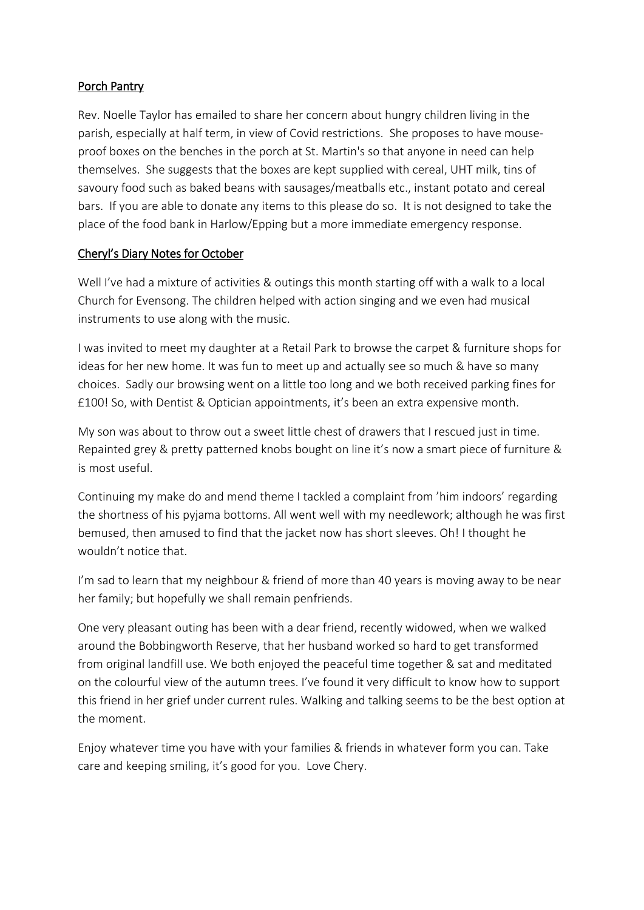## Porch Pantry

Rev. Noelle Taylor has emailed to share her concern about hungry children living in the parish, especially at half term, in view of Covid restrictions. She proposes to have mouse-proof boxes on the benches in the porch at St. Martin's so that anyone in need can help themselves. She suggests that the boxes are kept supplied with cereal, UHT milk, tins of savoury food such as baked beans with sausages/meatballs etc., instant potato and cereal bars. If you are able to donate any items to this please do so. It is not designed to take the place of the food bank in Harlow/Epping but a more immediate emergency response.

## Cheryl's Diary Notes for October

Well I've had a mixture of activities & outings this month starting off with a walk to a local Church for Evensong. The children helped with action singing and we even had musical instruments to use along with the music.

I was invited to meet my daughter at a Retail Park to browse the carpet & furniture shops for ideas for her new home. It was fun to meet up and actually see so much & have so many choices. Sadly our browsing went on a little too long and we both received parking fines for £100! So, with Dentist & Optician appointments, it's been an extra expensive month.

My son was about to throw out a sweet little chest of drawers that I rescued just in time. Repainted grey & pretty patterned knobs bought on line it's now a smart piece of furniture & is most useful.

Continuing my make do and mend theme I tackled a complaint from 'him indoors' regarding the shortness of his pyjama bottoms. All went well with my needlework; although he was first bemused, then amused to find that the jacket now has short sleeves. Oh! I thought he wouldn't notice that.

I'm sad to learn that my neighbour & friend of more than 40 years is moving away to be near her family; but hopefully we shall remain penfriends.

One very pleasant outing has been with a dear friend, recently widowed, when we walked around the Bobbingworth Reserve, that her husband worked so hard to get transformed from original landfill use. We both enjoyed the peaceful time together & sat and meditated on the colourful view of the autumn trees. I've found it very difficult to know how to support this friend in her grief under current rules. Walking and talking seems to be the best option at the moment.

Enjoy whatever time you have with your families & friends in whatever form you can. Take care and keeping smiling, it's good for you. Love Chery.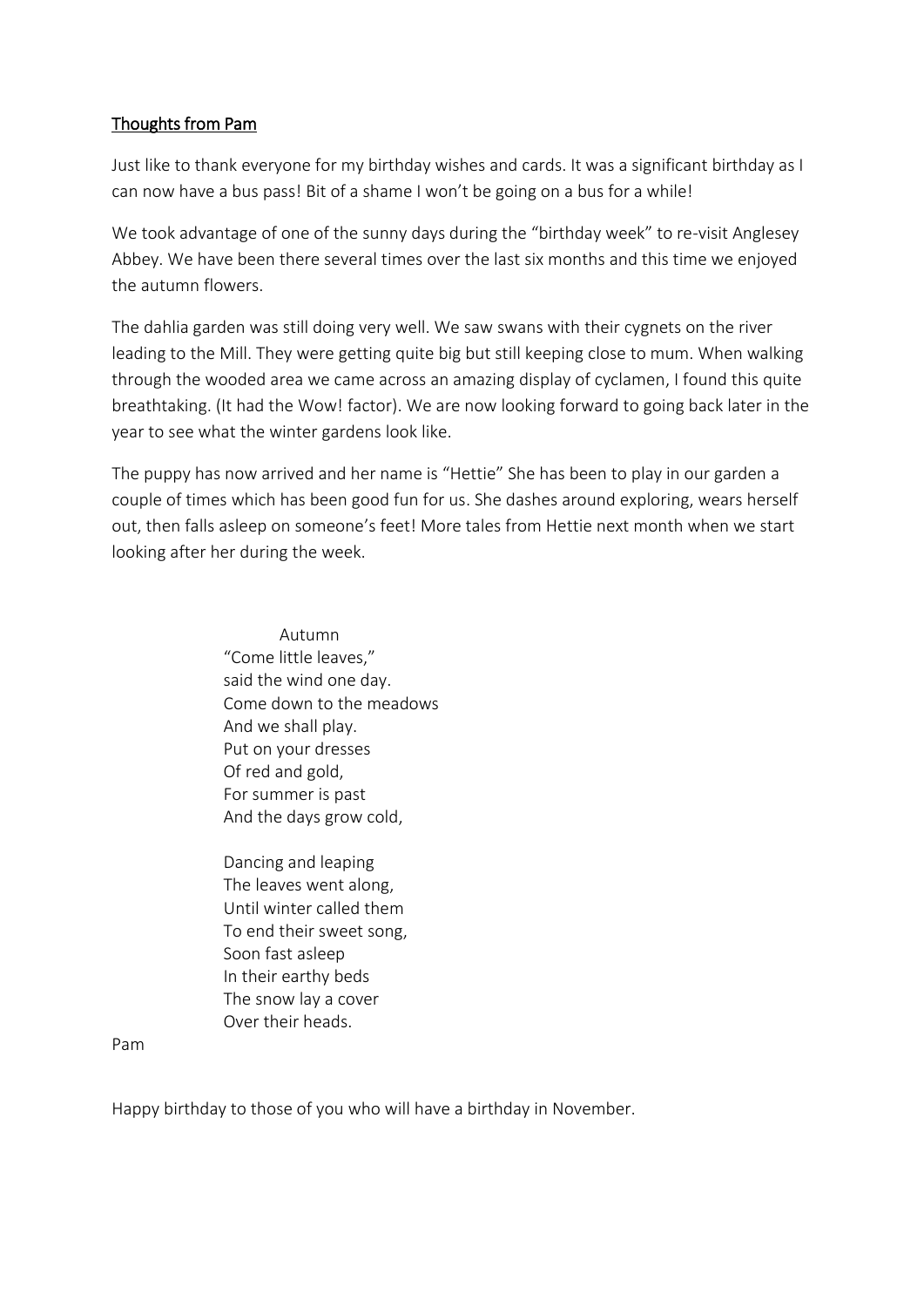## Thoughts from Pam

Just like to thank everyone for my birthday wishes and cards. It was a significant birthday as I can now have a bus pass! Bit of a shame I won't be going on a bus for a while!

We took advantage of one of the sunny days during the "birthday week" to re-visit Anglesey Abbey. We have been there several times over the last six months and this time we enjoyed the autumn flowers.

The dahlia garden was still doing very well. We saw swans with their cygnets on the river leading to the Mill. They were getting quite big but still keeping close to mum. When walking through the wooded area we came across an amazing display of cyclamen, I found this quite breathtaking. (It had the Wow! factor). We are now looking forward to going back later in the year to see what the winter gardens look like.

The puppy has now arrived and her name is "Hettie" She has been to play in our garden a couple of times which has been good fun for us. She dashes around exploring, wears herself out, then falls asleep on someone's feet! More tales from Hettie next month when we start looking after her during the week.

Autumn

"Come little leaves,"  
said the wind one day.  
Come down to the meadows  
And we shall play.  
Put on your dresses  
Of red and gold,  
For summer is past  
And the days grow cold,

Dancing and leaping  
The leaves went along,  
Until winter called them  
To end their sweet song,  
Soon fast asleep  
In their earthy beds  
The snow lay a cover  
Over their heads.

Pam

Happy birthday to those of you who will have a birthday in November.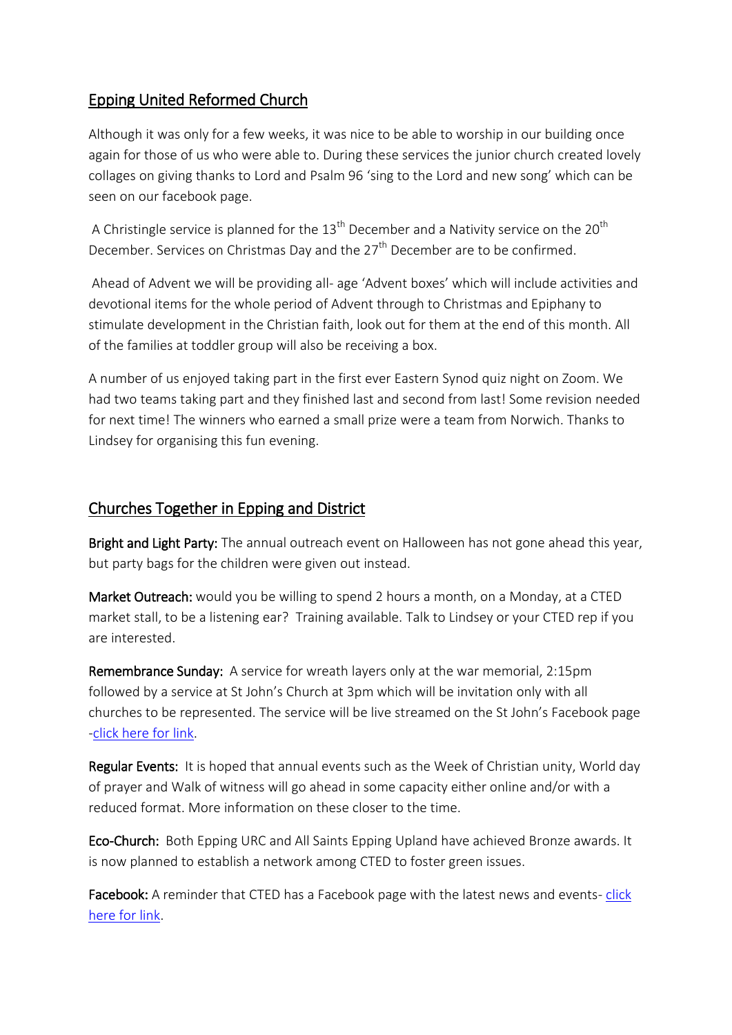## Epping United Reformed Church

Although it was only for a few weeks, it was nice to be able to worship in our building once again for those of us who were able to. During these services the junior church created lovely collages on giving thanks to Lord and Psalm 96 'sing to the Lord and new song' which can be seen on our facebook page.

A Christingle service is planned for the 13th December and a Nativity service on the 20th December. Services on Christmas Day and the 27th December are to be confirmed.

Ahead of Advent we will be providing all- age 'Advent boxes' which will include activities and devotional items for the whole period of Advent through to Christmas and Epiphany to stimulate development in the Christian faith, look out for them at the end of this month. All of the families at toddler group will also be receiving a box.

A number of us enjoyed taking part in the first ever Eastern Synod quiz night on Zoom. We had two teams taking part and they finished last and second from last! Some revision needed for next time! The winners who earned a small prize were a team from Norwich. Thanks to Lindsey for organising this fun evening.

## Churches Together in Epping and District

**Bright and Light Party:** The annual outreach event on Halloween has not gone ahead this year, but party bags for the children were given out instead.

**Market Outreach:** would you be willing to spend 2 hours a month, on a Monday, at a CTED market stall, to be a listening ear? Training available. Talk to Lindsey or your CTED rep if you are interested.

**Remembrance Sunday:** A service for wreath layers only at the war memorial, 2:15pm followed by a service at St John's Church at 3pm which will be invitation only with all churches to be represented. The service will be live streamed on the St John's Facebook page -click here for link.

**Regular Events:** It is hoped that annual events such as the Week of Christian unity, World day of prayer and Walk of witness will go ahead in some capacity either online and/or with a reduced format. More information on these closer to the time.

**Eco-Church:** Both Epping URC and All Saints Epping Upland have achieved Bronze awards. It is now planned to establish a network among CTED to foster green issues.

**Facebook:** A reminder that CTED has a Facebook page with the latest news and events- click here for link.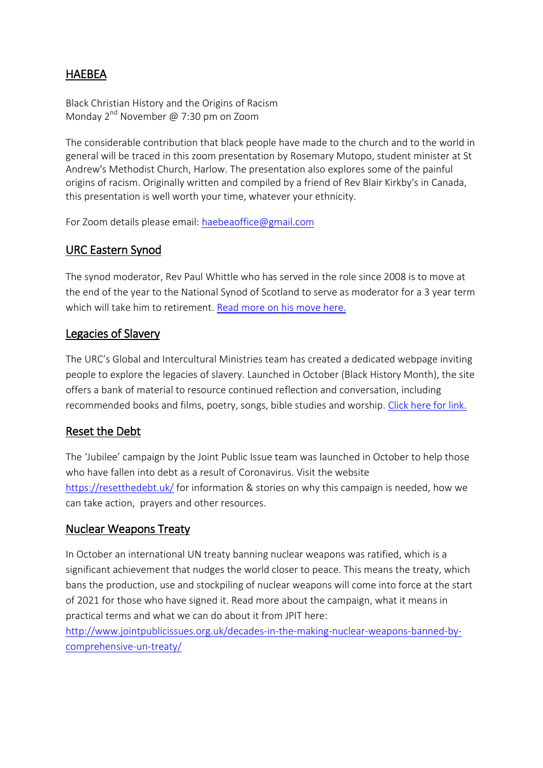## HAEBEA

Black Christian History and the Origins of Racism
Monday 2nd November @ 7:30 pm on Zoom

The considerable contribution that black people have made to the church and to the world in general will be traced in this zoom presentation by Rosemary Mutopo, student minister at St Andrew's Methodist Church, Harlow. The presentation also explores some of the painful origins of racism. Originally written and compiled by a friend of Rev Blair Kirkby's in Canada, this presentation is well worth your time, whatever your ethnicity.

For Zoom details please email: haebeaoffice@gmail.com

## URC Eastern Synod

The synod moderator, Rev Paul Whittle who has served in the role since 2008 is to move at the end of the year to the National Synod of Scotland to serve as moderator for a 3 year term which will take him to retirement. Read more on his move here.

## Legacies of Slavery

The URC's Global and Intercultural Ministries team has created a dedicated webpage inviting people to explore the legacies of slavery. Launched in October (Black History Month), the site offers a bank of material to resource continued reflection and conversation, including recommended books and films, poetry, songs, bible studies and worship. Click here for link.

## Reset the Debt

The 'Jubilee' campaign by the Joint Public Issue team was launched in October to help those who have fallen into debt as a result of Coronavirus. Visit the website https://resetthedebt.uk/ for information & stories on why this campaign is needed, how we can take action, prayers and other resources.

## Nuclear Weapons Treaty

In October an international UN treaty banning nuclear weapons was ratified, which is a significant achievement that nudges the world closer to peace. This means the treaty, which bans the production, use and stockpiling of nuclear weapons will come into force at the start of 2021 for those who have signed it. Read more about the campaign, what it means in practical terms and what we can do about it from JPIT here:
http://www.jointpublicissues.org.uk/decades-in-the-making-nuclear-weapons-banned-by-comprehensive-un-treaty/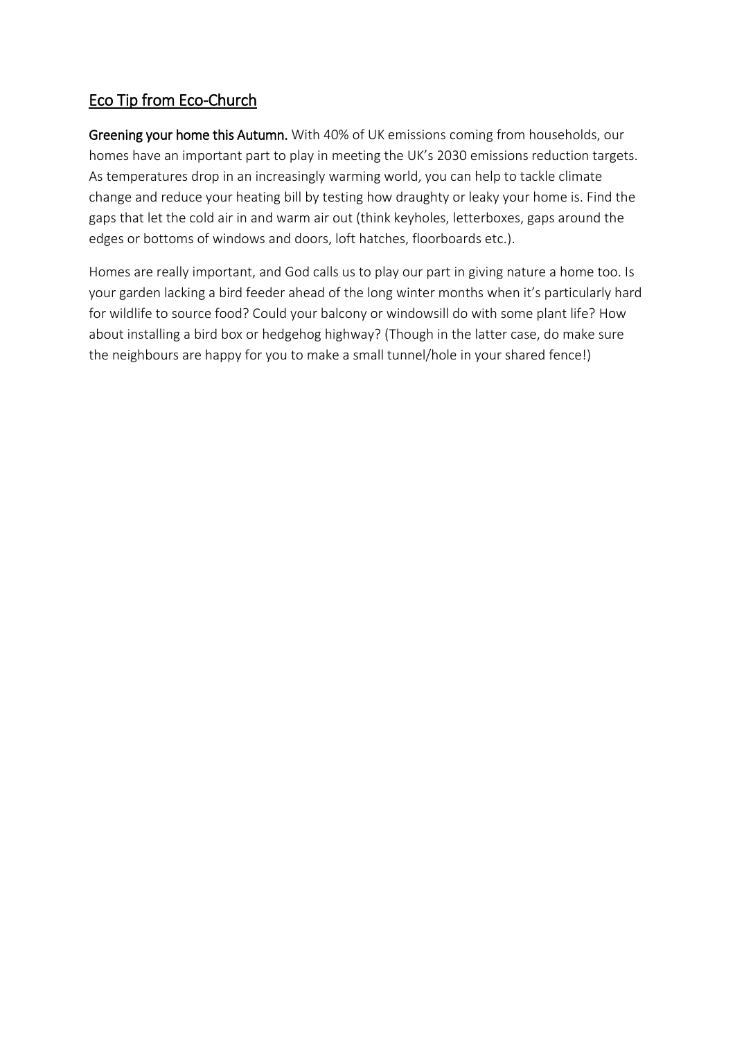## Eco Tip from Eco-Church

**Greening your home this Autumn.** With 40% of UK emissions coming from households, our homes have an important part to play in meeting the UK's 2030 emissions reduction targets. As temperatures drop in an increasingly warming world, you can help to tackle climate change and reduce your heating bill by testing how draughty or leaky your home is. Find the gaps that let the cold air in and warm air out (think keyholes, letterboxes, gaps around the edges or bottoms of windows and doors, loft hatches, floorboards etc.).

Homes are really important, and God calls us to play our part in giving nature a home too. Is your garden lacking a bird feeder ahead of the long winter months when it's particularly hard for wildlife to source food? Could your balcony or windowsill do with some plant life? How about installing a bird box or hedgehog highway? (Though in the latter case, do make sure the neighbours are happy for you to make a small tunnel/hole in your shared fence!)